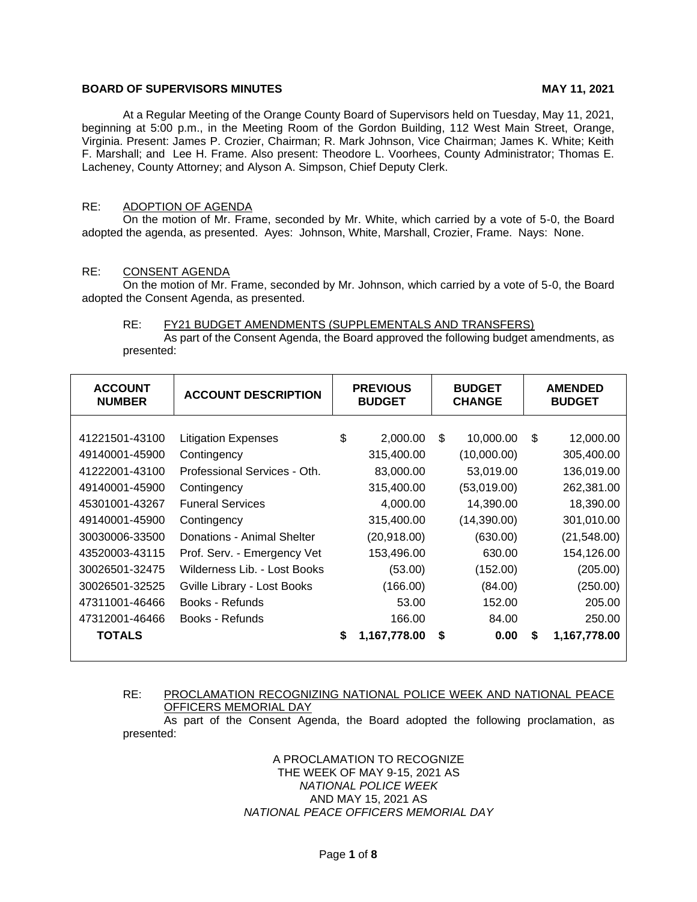**BOARD OF SUPERVISORS MINUTES** **MAY 11, 2021**

At a Regular Meeting of the Orange County Board of Supervisors held on Tuesday, May 11, 2021, beginning at 5:00 p.m., in the Meeting Room of the Gordon Building, 112 West Main Street, Orange, Virginia. Present: James P. Crozier, Chairman; R. Mark Johnson, Vice Chairman; James K. White; Keith F. Marshall; and Lee H. Frame. Also present: Theodore L. Voorhees, County Administrator; Thomas E. Lacheney, County Attorney; and Alyson A. Simpson, Chief Deputy Clerk.

RE: ADOPTION OF AGENDA

On the motion of Mr. Frame, seconded by Mr. White, which carried by a vote of 5-0, the Board adopted the agenda, as presented. Ayes: Johnson, White, Marshall, Crozier, Frame. Nays: None.

RE: CONSENT AGENDA

On the motion of Mr. Frame, seconded by Mr. Johnson, which carried by a vote of 5-0, the Board adopted the Consent Agenda, as presented.

RE: FY21 BUDGET AMENDMENTS (SUPPLEMENTALS AND TRANSFERS)

As part of the Consent Agenda, the Board approved the following budget amendments, as presented:

| ACCOUNT NUMBER | ACCOUNT DESCRIPTION | PREVIOUS BUDGET | BUDGET CHANGE | AMENDED BUDGET |
|---|---|---|---|---|
| 41221501-43100 | Litigation Expenses | $ 2,000.00 | $ 10,000.00 | $ 12,000.00 |
| 49140001-45900 | Contingency | 315,400.00 | (10,000.00) | 305,400.00 |
| 41222001-43100 | Professional Services - Oth. | 83,000.00 | 53,019.00 | 136,019.00 |
| 49140001-45900 | Contingency | 315,400.00 | (53,019.00) | 262,381.00 |
| 45301001-43267 | Funeral Services | 4,000.00 | 14,390.00 | 18,390.00 |
| 49140001-45900 | Contingency | 315,400.00 | (14,390.00) | 301,010.00 |
| 30030006-33500 | Donations - Animal Shelter | (20,918.00) | (630.00) | (21,548.00) |
| 43520003-43115 | Prof. Serv. - Emergency Vet | 153,496.00 | 630.00 | 154,126.00 |
| 30026501-32475 | Wilderness Lib. - Lost Books | (53.00) | (152.00) | (205.00) |
| 30026501-32525 | Gville Library - Lost Books | (166.00) | (84.00) | (250.00) |
| 47311001-46466 | Books - Refunds | 53.00 | 152.00 | 205.00 |
| 47312001-46466 | Books - Refunds | 166.00 | 84.00 | 250.00 |
| **TOTALS** | | **$ 1,167,778.00** | **$ 0.00** | **$ 1,167,778.00** |

RE: PROCLAMATION RECOGNIZING NATIONAL POLICE WEEK AND NATIONAL PEACE OFFICERS MEMORIAL DAY

As part of the Consent Agenda, the Board adopted the following proclamation, as presented:

A PROCLAMATION TO RECOGNIZE
THE WEEK OF MAY 9-15, 2021 AS
*NATIONAL POLICE WEEK*
AND MAY 15, 2021 AS
*NATIONAL PEACE OFFICERS MEMORIAL DAY*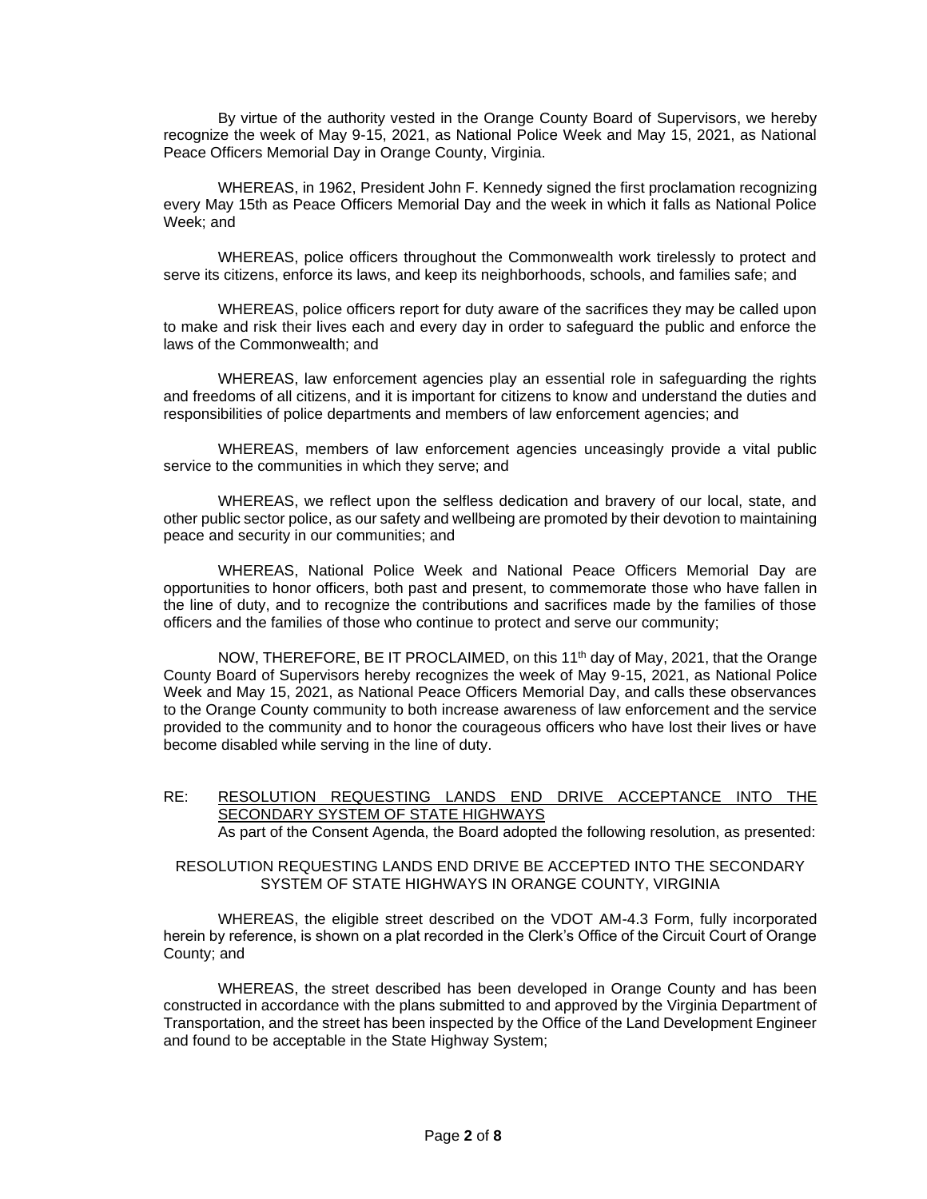By virtue of the authority vested in the Orange County Board of Supervisors, we hereby recognize the week of May 9-15, 2021, as National Police Week and May 15, 2021, as National Peace Officers Memorial Day in Orange County, Virginia.

WHEREAS, in 1962, President John F. Kennedy signed the first proclamation recognizing every May 15th as Peace Officers Memorial Day and the week in which it falls as National Police Week; and

WHEREAS, police officers throughout the Commonwealth work tirelessly to protect and serve its citizens, enforce its laws, and keep its neighborhoods, schools, and families safe; and

WHEREAS, police officers report for duty aware of the sacrifices they may be called upon to make and risk their lives each and every day in order to safeguard the public and enforce the laws of the Commonwealth; and

WHEREAS, law enforcement agencies play an essential role in safeguarding the rights and freedoms of all citizens, and it is important for citizens to know and understand the duties and responsibilities of police departments and members of law enforcement agencies; and

WHEREAS, members of law enforcement agencies unceasingly provide a vital public service to the communities in which they serve; and

WHEREAS, we reflect upon the selfless dedication and bravery of our local, state, and other public sector police, as our safety and wellbeing are promoted by their devotion to maintaining peace and security in our communities; and

WHEREAS, National Police Week and National Peace Officers Memorial Day are opportunities to honor officers, both past and present, to commemorate those who have fallen in the line of duty, and to recognize the contributions and sacrifices made by the families of those officers and the families of those who continue to protect and serve our community;

NOW, THEREFORE, BE IT PROCLAIMED, on this 11th day of May, 2021, that the Orange County Board of Supervisors hereby recognizes the week of May 9-15, 2021, as National Police Week and May 15, 2021, as National Peace Officers Memorial Day, and calls these observances to the Orange County community to both increase awareness of law enforcement and the service provided to the community and to honor the courageous officers who have lost their lives or have become disabled while serving in the line of duty.

RE: RESOLUTION REQUESTING LANDS END DRIVE ACCEPTANCE INTO THE SECONDARY SYSTEM OF STATE HIGHWAYS

As part of the Consent Agenda, the Board adopted the following resolution, as presented:

RESOLUTION REQUESTING LANDS END DRIVE BE ACCEPTED INTO THE SECONDARY SYSTEM OF STATE HIGHWAYS IN ORANGE COUNTY, VIRGINIA

WHEREAS, the eligible street described on the VDOT AM-4.3 Form, fully incorporated herein by reference, is shown on a plat recorded in the Clerk's Office of the Circuit Court of Orange County; and

WHEREAS, the street described has been developed in Orange County and has been constructed in accordance with the plans submitted to and approved by the Virginia Department of Transportation, and the street has been inspected by the Office of the Land Development Engineer and found to be acceptable in the State Highway System;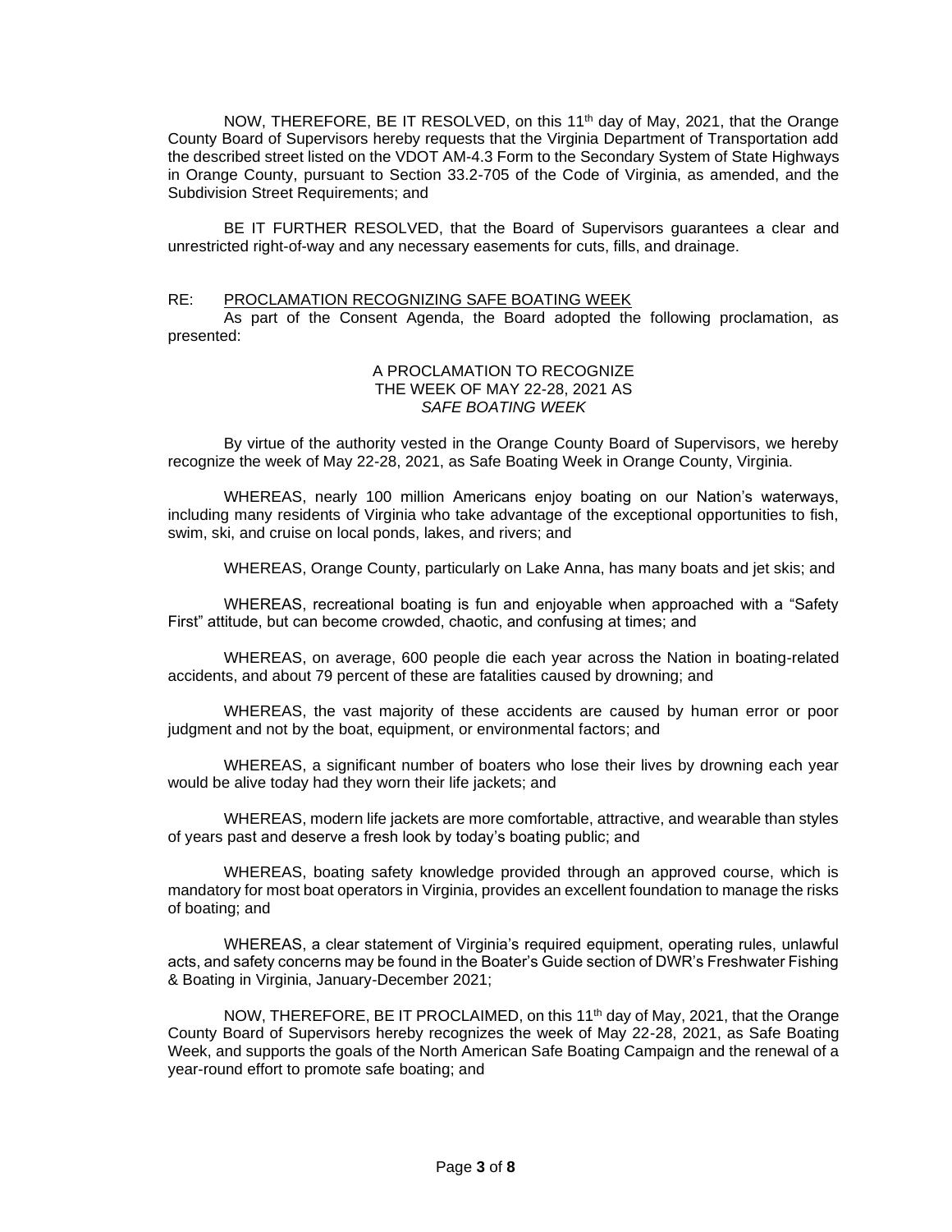NOW, THEREFORE, BE IT RESOLVED, on this 11th day of May, 2021, that the Orange County Board of Supervisors hereby requests that the Virginia Department of Transportation add the described street listed on the VDOT AM-4.3 Form to the Secondary System of State Highways in Orange County, pursuant to Section 33.2-705 of the Code of Virginia, as amended, and the Subdivision Street Requirements; and

BE IT FURTHER RESOLVED, that the Board of Supervisors guarantees a clear and unrestricted right-of-way and any necessary easements for cuts, fills, and drainage.

RE: PROCLAMATION RECOGNIZING SAFE BOATING WEEK

As part of the Consent Agenda, the Board adopted the following proclamation, as presented:

A PROCLAMATION TO RECOGNIZE
THE WEEK OF MAY 22-28, 2021 AS
*SAFE BOATING WEEK*

By virtue of the authority vested in the Orange County Board of Supervisors, we hereby recognize the week of May 22-28, 2021, as Safe Boating Week in Orange County, Virginia.

WHEREAS, nearly 100 million Americans enjoy boating on our Nation's waterways, including many residents of Virginia who take advantage of the exceptional opportunities to fish, swim, ski, and cruise on local ponds, lakes, and rivers; and

WHEREAS, Orange County, particularly on Lake Anna, has many boats and jet skis; and

WHEREAS, recreational boating is fun and enjoyable when approached with a "Safety First" attitude, but can become crowded, chaotic, and confusing at times; and

WHEREAS, on average, 600 people die each year across the Nation in boating-related accidents, and about 79 percent of these are fatalities caused by drowning; and

WHEREAS, the vast majority of these accidents are caused by human error or poor judgment and not by the boat, equipment, or environmental factors; and

WHEREAS, a significant number of boaters who lose their lives by drowning each year would be alive today had they worn their life jackets; and

WHEREAS, modern life jackets are more comfortable, attractive, and wearable than styles of years past and deserve a fresh look by today's boating public; and

WHEREAS, boating safety knowledge provided through an approved course, which is mandatory for most boat operators in Virginia, provides an excellent foundation to manage the risks of boating; and

WHEREAS, a clear statement of Virginia's required equipment, operating rules, unlawful acts, and safety concerns may be found in the Boater's Guide section of DWR's Freshwater Fishing & Boating in Virginia, January-December 2021;

NOW, THEREFORE, BE IT PROCLAIMED, on this 11th day of May, 2021, that the Orange County Board of Supervisors hereby recognizes the week of May 22-28, 2021, as Safe Boating Week, and supports the goals of the North American Safe Boating Campaign and the renewal of a year-round effort to promote safe boating; and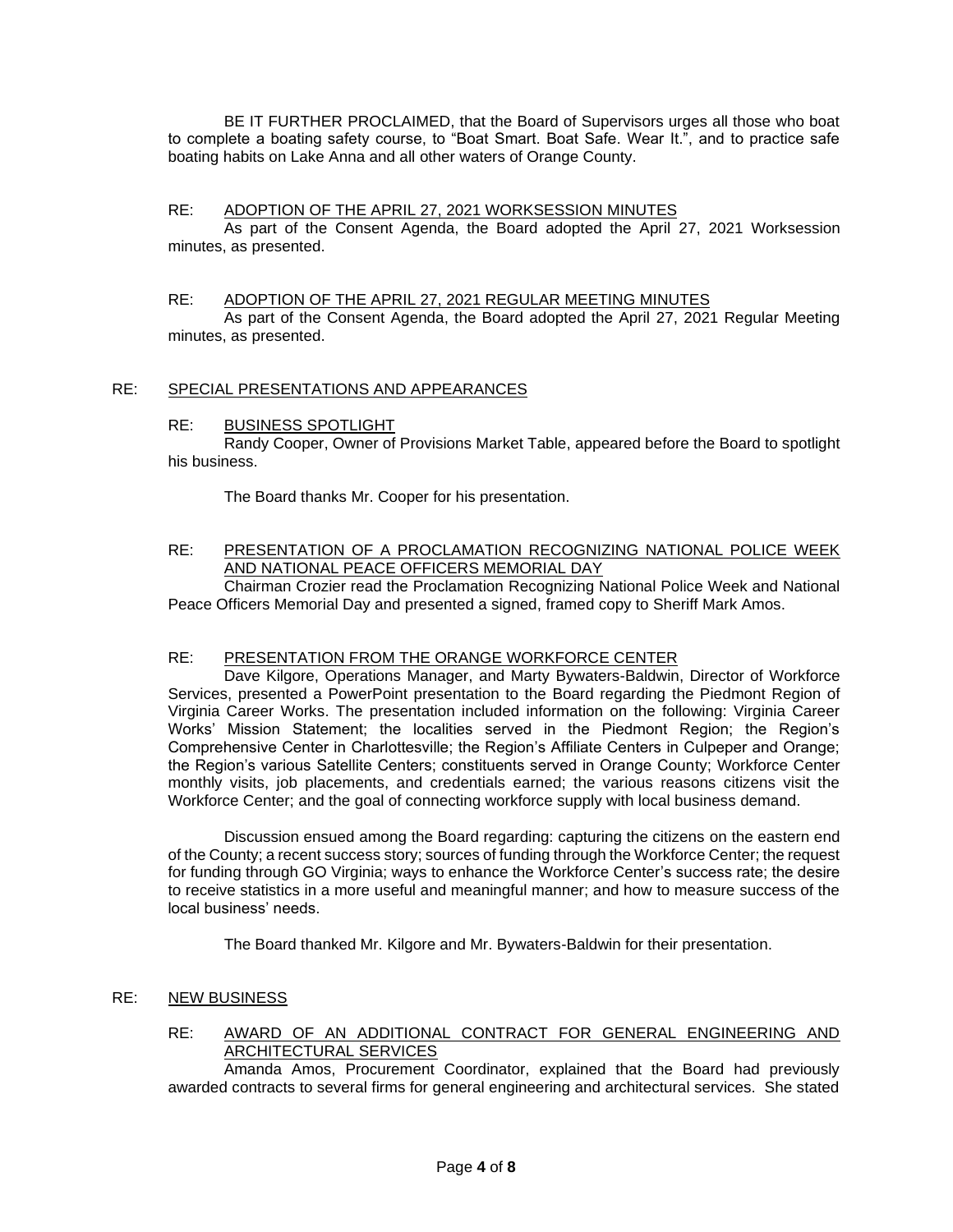BE IT FURTHER PROCLAIMED, that the Board of Supervisors urges all those who boat to complete a boating safety course, to "Boat Smart. Boat Safe. Wear It.", and to practice safe boating habits on Lake Anna and all other waters of Orange County.

RE: ADOPTION OF THE APRIL 27, 2021 WORKSESSION MINUTES

As part of the Consent Agenda, the Board adopted the April 27, 2021 Worksession minutes, as presented.

RE: ADOPTION OF THE APRIL 27, 2021 REGULAR MEETING MINUTES

As part of the Consent Agenda, the Board adopted the April 27, 2021 Regular Meeting minutes, as presented.

RE: SPECIAL PRESENTATIONS AND APPEARANCES

RE: BUSINESS SPOTLIGHT

Randy Cooper, Owner of Provisions Market Table, appeared before the Board to spotlight his business.

The Board thanks Mr. Cooper for his presentation.

RE: PRESENTATION OF A PROCLAMATION RECOGNIZING NATIONAL POLICE WEEK AND NATIONAL PEACE OFFICERS MEMORIAL DAY

Chairman Crozier read the Proclamation Recognizing National Police Week and National Peace Officers Memorial Day and presented a signed, framed copy to Sheriff Mark Amos.

RE: PRESENTATION FROM THE ORANGE WORKFORCE CENTER

Dave Kilgore, Operations Manager, and Marty Bywaters-Baldwin, Director of Workforce Services, presented a PowerPoint presentation to the Board regarding the Piedmont Region of Virginia Career Works. The presentation included information on the following: Virginia Career Works' Mission Statement; the localities served in the Piedmont Region; the Region's Comprehensive Center in Charlottesville; the Region's Affiliate Centers in Culpeper and Orange; the Region's various Satellite Centers; constituents served in Orange County; Workforce Center monthly visits, job placements, and credentials earned; the various reasons citizens visit the Workforce Center; and the goal of connecting workforce supply with local business demand.

Discussion ensued among the Board regarding: capturing the citizens on the eastern end of the County; a recent success story; sources of funding through the Workforce Center; the request for funding through GO Virginia; ways to enhance the Workforce Center's success rate; the desire to receive statistics in a more useful and meaningful manner; and how to measure success of the local business' needs.

The Board thanked Mr. Kilgore and Mr. Bywaters-Baldwin for their presentation.

RE: NEW BUSINESS

RE: AWARD OF AN ADDITIONAL CONTRACT FOR GENERAL ENGINEERING AND ARCHITECTURAL SERVICES

Amanda Amos, Procurement Coordinator, explained that the Board had previously awarded contracts to several firms for general engineering and architectural services. She stated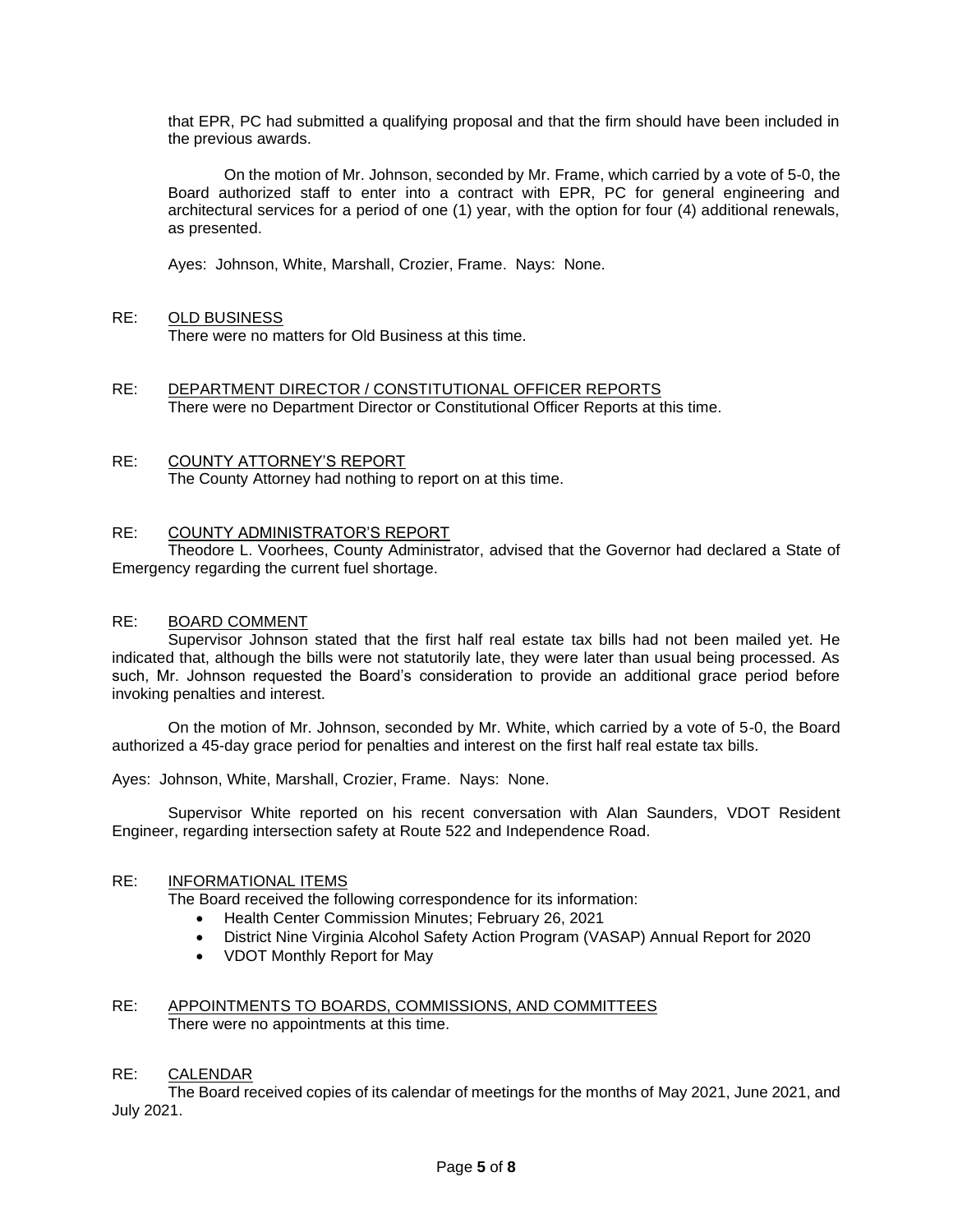that EPR, PC had submitted a qualifying proposal and that the firm should have been included in the previous awards.

On the motion of Mr. Johnson, seconded by Mr. Frame, which carried by a vote of 5-0, the Board authorized staff to enter into a contract with EPR, PC for general engineering and architectural services for a period of one (1) year, with the option for four (4) additional renewals, as presented.

Ayes: Johnson, White, Marshall, Crozier, Frame. Nays: None.

RE: <u>OLD BUSINESS</u>
There were no matters for Old Business at this time.

RE: <u>DEPARTMENT DIRECTOR / CONSTITUTIONAL OFFICER REPORTS</u>
There were no Department Director or Constitutional Officer Reports at this time.

RE: <u>COUNTY ATTORNEY'S REPORT</u>
The County Attorney had nothing to report on at this time.

RE: <u>COUNTY ADMINISTRATOR'S REPORT</u>
Theodore L. Voorhees, County Administrator, advised that the Governor had declared a State of Emergency regarding the current fuel shortage.

RE: <u>BOARD COMMENT</u>
Supervisor Johnson stated that the first half real estate tax bills had not been mailed yet. He indicated that, although the bills were not statutorily late, they were later than usual being processed. As such, Mr. Johnson requested the Board's consideration to provide an additional grace period before invoking penalties and interest.

On the motion of Mr. Johnson, seconded by Mr. White, which carried by a vote of 5-0, the Board authorized a 45-day grace period for penalties and interest on the first half real estate tax bills.

Ayes: Johnson, White, Marshall, Crozier, Frame. Nays: None.

Supervisor White reported on his recent conversation with Alan Saunders, VDOT Resident Engineer, regarding intersection safety at Route 522 and Independence Road.

RE: <u>INFORMATIONAL ITEMS</u>
The Board received the following correspondence for its information:

- Health Center Commission Minutes; February 26, 2021
- District Nine Virginia Alcohol Safety Action Program (VASAP) Annual Report for 2020
- VDOT Monthly Report for May

RE: <u>APPOINTMENTS TO BOARDS, COMMISSIONS, AND COMMITTEES</u>
There were no appointments at this time.

RE: <u>CALENDAR</u>
The Board received copies of its calendar of meetings for the months of May 2021, June 2021, and July 2021.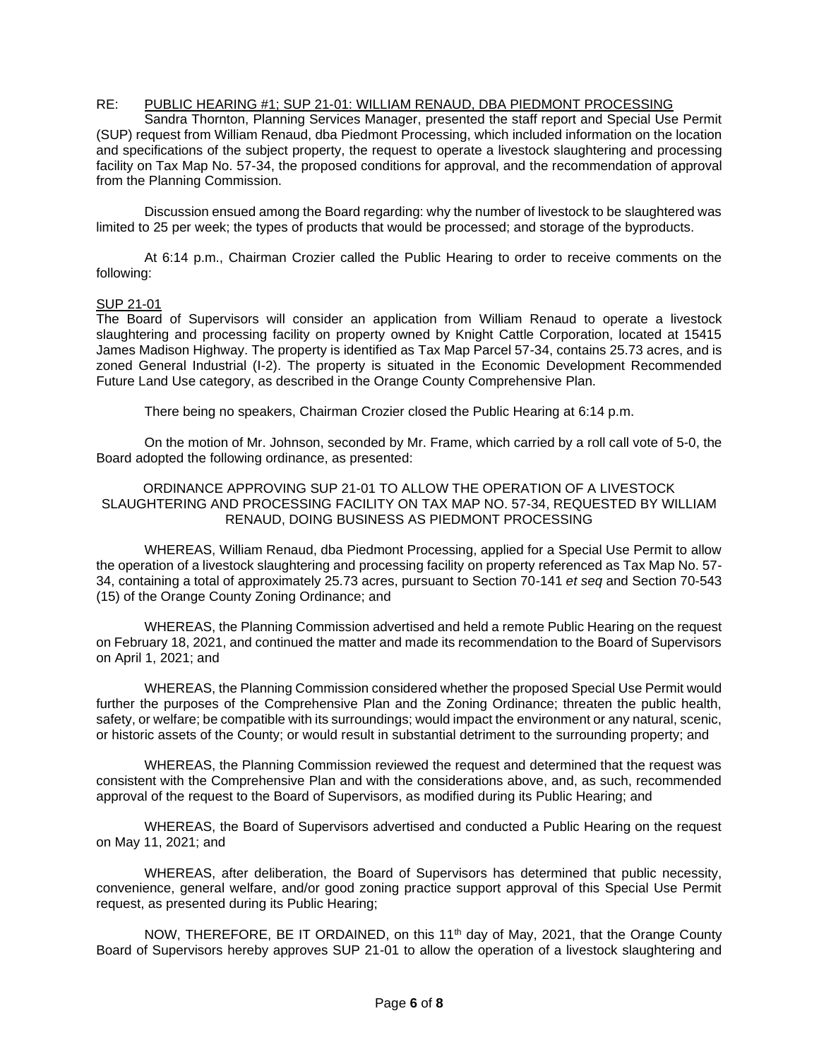RE: PUBLIC HEARING #1; SUP 21-01: WILLIAM RENAUD, DBA PIEDMONT PROCESSING

Sandra Thornton, Planning Services Manager, presented the staff report and Special Use Permit (SUP) request from William Renaud, dba Piedmont Processing, which included information on the location and specifications of the subject property, the request to operate a livestock slaughtering and processing facility on Tax Map No. 57-34, the proposed conditions for approval, and the recommendation of approval from the Planning Commission.

Discussion ensued among the Board regarding: why the number of livestock to be slaughtered was limited to 25 per week; the types of products that would be processed; and storage of the byproducts.

At 6:14 p.m., Chairman Crozier called the Public Hearing to order to receive comments on the following:

SUP 21-01

The Board of Supervisors will consider an application from William Renaud to operate a livestock slaughtering and processing facility on property owned by Knight Cattle Corporation, located at 15415 James Madison Highway. The property is identified as Tax Map Parcel 57-34, contains 25.73 acres, and is zoned General Industrial (I-2). The property is situated in the Economic Development Recommended Future Land Use category, as described in the Orange County Comprehensive Plan.

There being no speakers, Chairman Crozier closed the Public Hearing at 6:14 p.m.

On the motion of Mr. Johnson, seconded by Mr. Frame, which carried by a roll call vote of 5-0, the Board adopted the following ordinance, as presented:

ORDINANCE APPROVING SUP 21-01 TO ALLOW THE OPERATION OF A LIVESTOCK SLAUGHTERING AND PROCESSING FACILITY ON TAX MAP NO. 57-34, REQUESTED BY WILLIAM RENAUD, DOING BUSINESS AS PIEDMONT PROCESSING

WHEREAS, William Renaud, dba Piedmont Processing, applied for a Special Use Permit to allow the operation of a livestock slaughtering and processing facility on property referenced as Tax Map No. 57-34, containing a total of approximately 25.73 acres, pursuant to Section 70-141 *et seq* and Section 70-543 (15) of the Orange County Zoning Ordinance; and

WHEREAS, the Planning Commission advertised and held a remote Public Hearing on the request on February 18, 2021, and continued the matter and made its recommendation to the Board of Supervisors on April 1, 2021; and

WHEREAS, the Planning Commission considered whether the proposed Special Use Permit would further the purposes of the Comprehensive Plan and the Zoning Ordinance; threaten the public health, safety, or welfare; be compatible with its surroundings; would impact the environment or any natural, scenic, or historic assets of the County; or would result in substantial detriment to the surrounding property; and

WHEREAS, the Planning Commission reviewed the request and determined that the request was consistent with the Comprehensive Plan and with the considerations above, and, as such, recommended approval of the request to the Board of Supervisors, as modified during its Public Hearing; and

WHEREAS, the Board of Supervisors advertised and conducted a Public Hearing on the request on May 11, 2021; and

WHEREAS, after deliberation, the Board of Supervisors has determined that public necessity, convenience, general welfare, and/or good zoning practice support approval of this Special Use Permit request, as presented during its Public Hearing;

NOW, THEREFORE, BE IT ORDAINED, on this 11th day of May, 2021, that the Orange County Board of Supervisors hereby approves SUP 21-01 to allow the operation of a livestock slaughtering and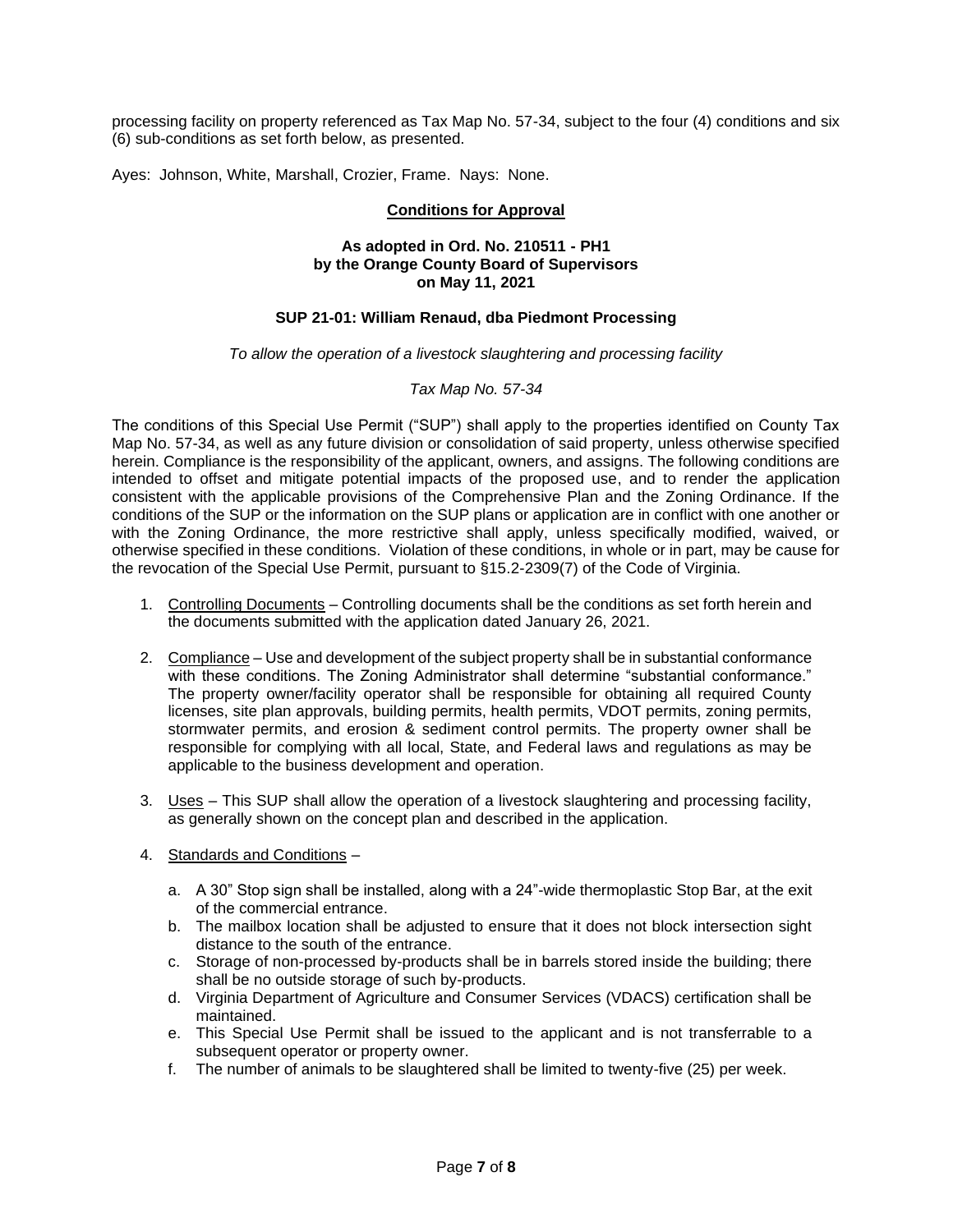processing facility on property referenced as Tax Map No. 57-34, subject to the four (4) conditions and six (6) sub-conditions as set forth below, as presented.

Ayes: Johnson, White, Marshall, Crozier, Frame. Nays: None.

## Conditions for Approval

**As adopted in Ord. No. 210511 - PH1**
**by the Orange County Board of Supervisors**
**on May 11, 2021**

**SUP 21-01: William Renaud, dba Piedmont Processing**

*To allow the operation of a livestock slaughtering and processing facility*

*Tax Map No. 57-34*

The conditions of this Special Use Permit ("SUP") shall apply to the properties identified on County Tax Map No. 57-34, as well as any future division or consolidation of said property, unless otherwise specified herein. Compliance is the responsibility of the applicant, owners, and assigns. The following conditions are intended to offset and mitigate potential impacts of the proposed use, and to render the application consistent with the applicable provisions of the Comprehensive Plan and the Zoning Ordinance. If the conditions of the SUP or the information on the SUP plans or application are in conflict with one another or with the Zoning Ordinance, the more restrictive shall apply, unless specifically modified, waived, or otherwise specified in these conditions. Violation of these conditions, in whole or in part, may be cause for the revocation of the Special Use Permit, pursuant to §15.2-2309(7) of the Code of Virginia.

1. Controlling Documents – Controlling documents shall be the conditions as set forth herein and the documents submitted with the application dated January 26, 2021.
2. Compliance – Use and development of the subject property shall be in substantial conformance with these conditions. The Zoning Administrator shall determine "substantial conformance." The property owner/facility operator shall be responsible for obtaining all required County licenses, site plan approvals, building permits, health permits, VDOT permits, zoning permits, stormwater permits, and erosion & sediment control permits. The property owner shall be responsible for complying with all local, State, and Federal laws and regulations as may be applicable to the business development and operation.
3. Uses – This SUP shall allow the operation of a livestock slaughtering and processing facility, as generally shown on the concept plan and described in the application.
4. Standards and Conditions –
   a. A 30" Stop sign shall be installed, along with a 24"-wide thermoplastic Stop Bar, at the exit of the commercial entrance.
   b. The mailbox location shall be adjusted to ensure that it does not block intersection sight distance to the south of the entrance.
   c. Storage of non-processed by-products shall be in barrels stored inside the building; there shall be no outside storage of such by-products.
   d. Virginia Department of Agriculture and Consumer Services (VDACS) certification shall be maintained.
   e. This Special Use Permit shall be issued to the applicant and is not transferrable to a subsequent operator or property owner.
   f. The number of animals to be slaughtered shall be limited to twenty-five (25) per week.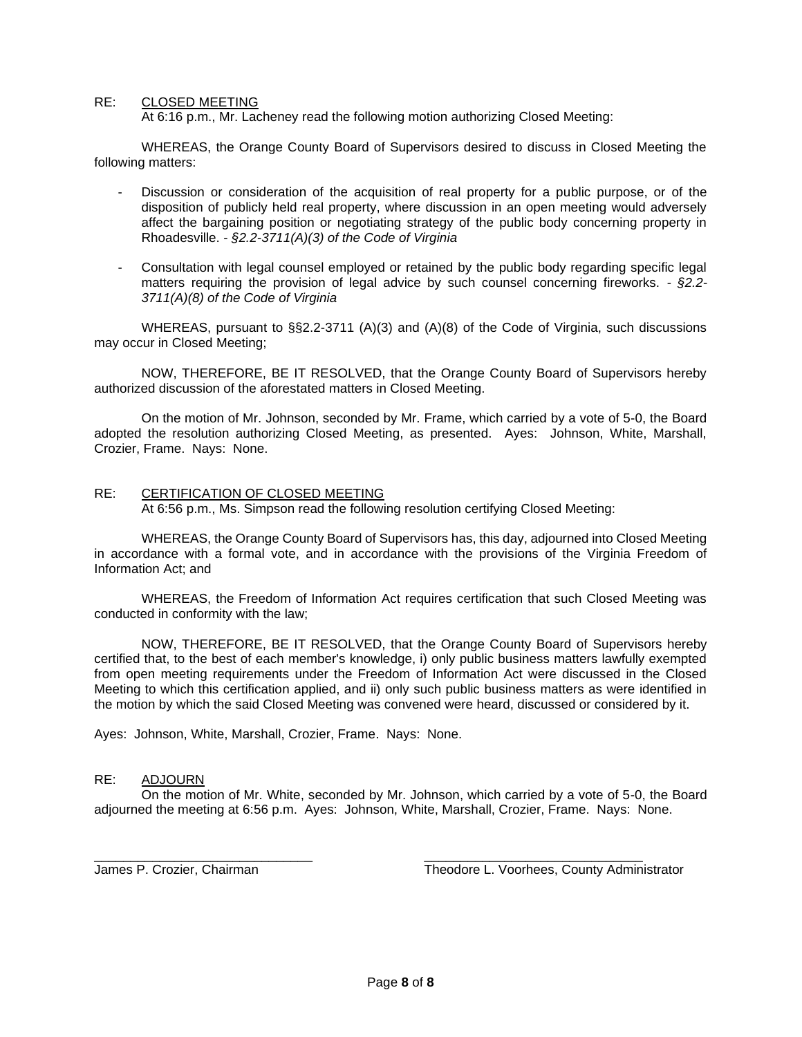RE: CLOSED MEETING

At 6:16 p.m., Mr. Lacheney read the following motion authorizing Closed Meeting:

WHEREAS, the Orange County Board of Supervisors desired to discuss in Closed Meeting the following matters:

- Discussion or consideration of the acquisition of real property for a public purpose, or of the disposition of publicly held real property, where discussion in an open meeting would adversely affect the bargaining position or negotiating strategy of the public body concerning property in Rhoadesville. - *§2.2-3711(A)(3) of the Code of Virginia*

- Consultation with legal counsel employed or retained by the public body regarding specific legal matters requiring the provision of legal advice by such counsel concerning fireworks. - *§2.2-3711(A)(8) of the Code of Virginia*

WHEREAS, pursuant to §§2.2-3711 (A)(3) and (A)(8) of the Code of Virginia, such discussions may occur in Closed Meeting;

NOW, THEREFORE, BE IT RESOLVED, that the Orange County Board of Supervisors hereby authorized discussion of the aforestated matters in Closed Meeting.

On the motion of Mr. Johnson, seconded by Mr. Frame, which carried by a vote of 5-0, the Board adopted the resolution authorizing Closed Meeting, as presented. Ayes: Johnson, White, Marshall, Crozier, Frame. Nays: None.

RE: CERTIFICATION OF CLOSED MEETING

At 6:56 p.m., Ms. Simpson read the following resolution certifying Closed Meeting:

WHEREAS, the Orange County Board of Supervisors has, this day, adjourned into Closed Meeting in accordance with a formal vote, and in accordance with the provisions of the Virginia Freedom of Information Act; and

WHEREAS, the Freedom of Information Act requires certification that such Closed Meeting was conducted in conformity with the law;

NOW, THEREFORE, BE IT RESOLVED, that the Orange County Board of Supervisors hereby certified that, to the best of each member's knowledge, i) only public business matters lawfully exempted from open meeting requirements under the Freedom of Information Act were discussed in the Closed Meeting to which this certification applied, and ii) only such public business matters as were identified in the motion by which the said Closed Meeting was convened were heard, discussed or considered by it.

Ayes: Johnson, White, Marshall, Crozier, Frame. Nays: None.

RE: ADJOURN

On the motion of Mr. White, seconded by Mr. Johnson, which carried by a vote of 5-0, the Board adjourned the meeting at 6:56 p.m. Ayes: Johnson, White, Marshall, Crozier, Frame. Nays: None.

\_\_\_\_\_\_\_\_\_\_\_\_\_\_\_\_\_\_\_\_\_\_\_\_\_\_\_\_\_\_
James P. Crozier, Chairman

\_\_\_\_\_\_\_\_\_\_\_\_\_\_\_\_\_\_\_\_\_\_\_\_\_\_\_\_\_\_
Theodore L. Voorhees, County Administrator